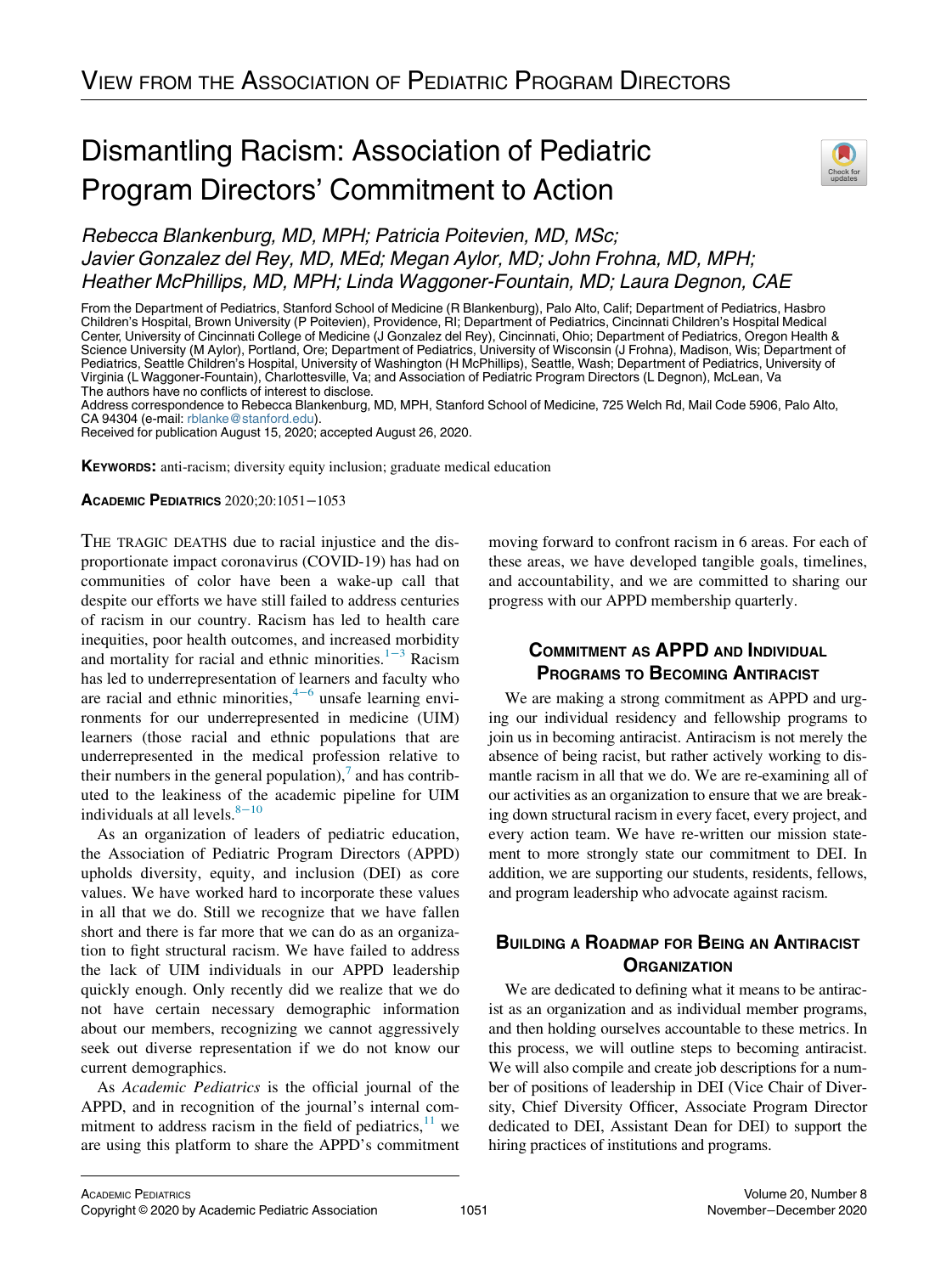VIEW FROM THE ASSOCIATION OF PEDIATRIC PROGRAM DIRECTORS

# Dismantling Racism: Association of Pediatric Program Directors' Commitment to Action

*Rebecca Blankenburg, MD, MPH; Patricia Poitevien, MD, MSc; Javier Gonzalez del Rey, MD, MEd; Megan Aylor, MD; John Frohna, MD, MPH; Heather McPhillips, MD, MPH; Linda Waggoner-Fountain, MD; Laura Degnon, CAE*

From the Department of Pediatrics, Stanford School of Medicine (R Blankenburg), Palo Alto, Calif; Department of Pediatrics, Hasbro Children's Hospital, Brown University (P Poitevien), Providence, RI; Department of Pediatrics, Cincinnati Children's Hospital Medical Center, University of Cincinnati College of Medicine (J Gonzalez del Rey), Cincinnati, Ohio; Department of Pediatrics, Oregon Health & Science University (M Aylor), Portland, Ore; Department of Pediatrics, University of Wisconsin (J Frohna), Madison, Wis; Department of Pediatrics, Seattle Children's Hospital, University of Washington (H McPhillips), Seattle, Wash; Department of Pediatrics, University of Virginia (L Waggoner-Fountain), Charlottesville, Va; and Association of Pediatric Program Directors (L Degnon), McLean, Va

The authors have no conflicts of interest to disclose.

Address correspondence to Rebecca Blankenburg, MD, MPH, Stanford School of Medicine, 725 Welch Rd, Mail Code 5906, Palo Alto, CA 94304 (e-mail: rblanke@stanford.edu).

Received for publication August 15, 2020; accepted August 26, 2020.

**KEYWORDS:** anti-racism; diversity equity inclusion; graduate medical education

**ACADEMIC PEDIATRICS** 2020;20:1051−1053

THE TRAGIC DEATHS due to racial injustice and the disproportionate impact coronavirus (COVID-19) has had on communities of color have been a wake-up call that despite our efforts we have still failed to address centuries of racism in our country. Racism has led to health care inequities, poor health outcomes, and increased morbidity and mortality for racial and ethnic minorities.[1−3] Racism has led to underrepresentation of learners and faculty who are racial and ethnic minorities,[4−6] unsafe learning environments for our underrepresented in medicine (UIM) learners (those racial and ethnic populations that are underrepresented in the medical profession relative to their numbers in the general population),[7] and has contributed to the leakiness of the academic pipeline for UIM individuals at all levels.[8−10]

As an organization of leaders of pediatric education, the Association of Pediatric Program Directors (APPD) upholds diversity, equity, and inclusion (DEI) as core values. We have worked hard to incorporate these values in all that we do. Still we recognize that we have fallen short and there is far more that we can do as an organization to fight structural racism. We have failed to address the lack of UIM individuals in our APPD leadership quickly enough. Only recently did we realize that we do not have certain necessary demographic information about our members, recognizing we cannot aggressively seek out diverse representation if we do not know our current demographics.

As *Academic Pediatrics* is the official journal of the APPD, and in recognition of the journal's internal commitment to address racism in the field of pediatrics,[11] we are using this platform to share the APPD's commitment moving forward to confront racism in 6 areas. For each of these areas, we have developed tangible goals, timelines, and accountability, and we are committed to sharing our progress with our APPD membership quarterly.

## COMMITMENT AS APPD AND INDIVIDUAL PROGRAMS TO BECOMING ANTIRACIST

We are making a strong commitment as APPD and urging our individual residency and fellowship programs to join us in becoming antiracist. Antiracism is not merely the absence of being racist, but rather actively working to dismantle racism in all that we do. We are re-examining all of our activities as an organization to ensure that we are breaking down structural racism in every facet, every project, and every action team. We have re-written our mission statement to more strongly state our commitment to DEI. In addition, we are supporting our students, residents, fellows, and program leadership who advocate against racism.

## BUILDING A ROADMAP FOR BEING AN ANTIRACIST ORGANIZATION

We are dedicated to defining what it means to be antiracist as an organization and as individual member programs, and then holding ourselves accountable to these metrics. In this process, we will outline steps to becoming antiracist. We will also compile and create job descriptions for a number of positions of leadership in DEI (Vice Chair of Diversity, Chief Diversity Officer, Associate Program Director dedicated to DEI, Assistant Dean for DEI) to support the hiring practices of institutions and programs.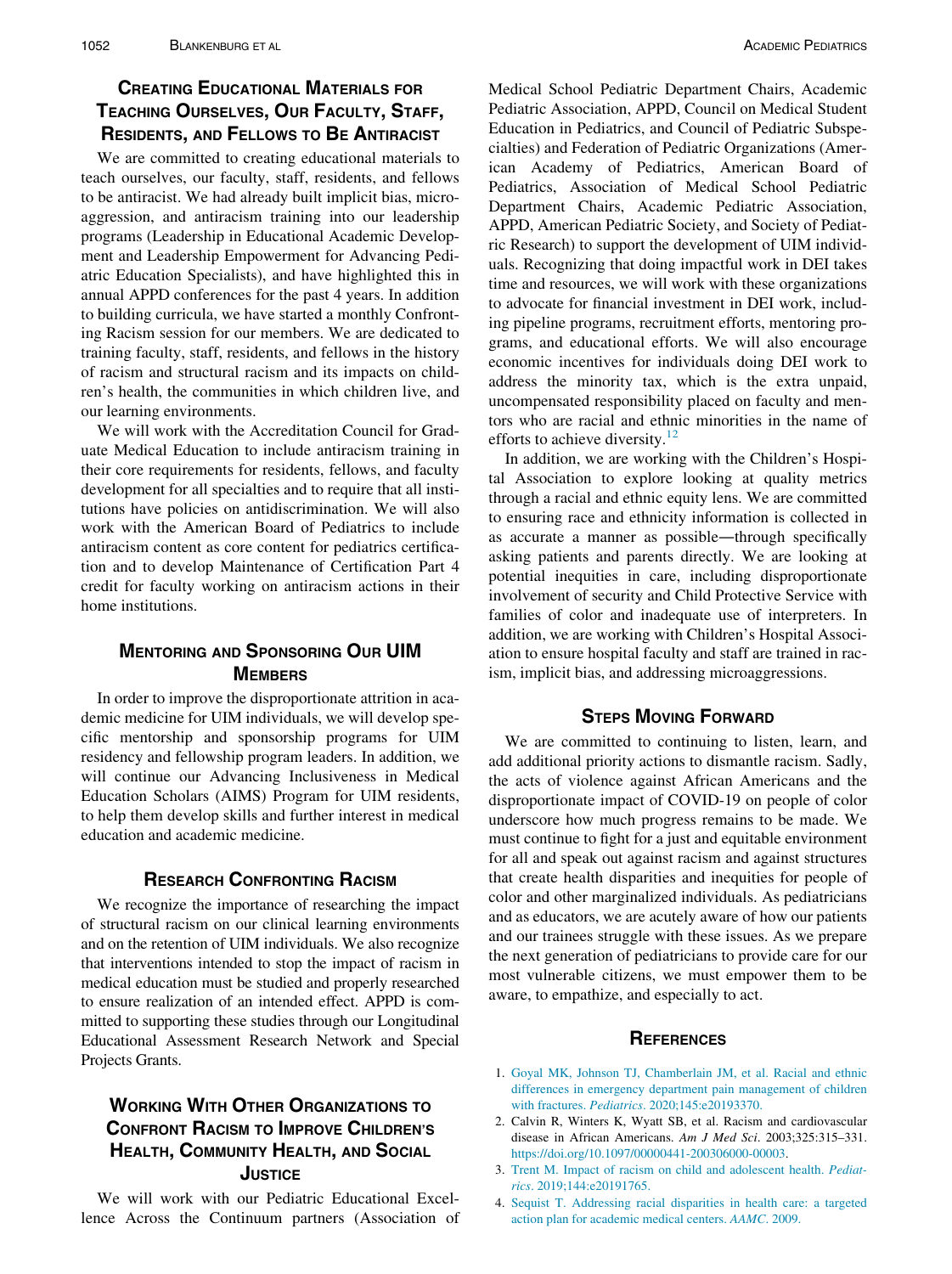## Creating Educational Materials for Teaching Ourselves, Our Faculty, Staff, Residents, and Fellows to Be Antiracist

We are committed to creating educational materials to teach ourselves, our faculty, staff, residents, and fellows to be antiracist. We had already built implicit bias, microaggression, and antiracism training into our leadership programs (Leadership in Educational Academic Development and Leadership Empowerment for Advancing Pediatric Education Specialists), and have highlighted this in annual APPD conferences for the past 4 years. In addition to building curricula, we have started a monthly Confronting Racism session for our members. We are dedicated to training faculty, staff, residents, and fellows in the history of racism and structural racism and its impacts on children's health, the communities in which children live, and our learning environments.

We will work with the Accreditation Council for Graduate Medical Education to include antiracism training in their core requirements for residents, fellows, and faculty development for all specialties and to require that all institutions have policies on antidiscrimination. We will also work with the American Board of Pediatrics to include antiracism content as core content for pediatrics certification and to develop Maintenance of Certification Part 4 credit for faculty working on antiracism actions in their home institutions.

## Mentoring and Sponsoring Our UIM Members

In order to improve the disproportionate attrition in academic medicine for UIM individuals, we will develop specific mentorship and sponsorship programs for UIM residency and fellowship program leaders. In addition, we will continue our Advancing Inclusiveness in Medical Education Scholars (AIMS) Program for UIM residents, to help them develop skills and further interest in medical education and academic medicine.

## Research Confronting Racism

We recognize the importance of researching the impact of structural racism on our clinical learning environments and on the retention of UIM individuals. We also recognize that interventions intended to stop the impact of racism in medical education must be studied and properly researched to ensure realization of an intended effect. APPD is committed to supporting these studies through our Longitudinal Educational Assessment Research Network and Special Projects Grants.

## Working With Other Organizations to Confront Racism to Improve Children's Health, Community Health, and Social Justice

We will work with our Pediatric Educational Excellence Across the Continuum partners (Association of Medical School Pediatric Department Chairs, Academic Pediatric Association, APPD, Council on Medical Student Education in Pediatrics, and Council of Pediatric Subspecialties) and Federation of Pediatric Organizations (American Academy of Pediatrics, American Board of Pediatrics, Association of Medical School Pediatric Department Chairs, Academic Pediatric Association, APPD, American Pediatric Society, and Society of Pediatric Research) to support the development of UIM individuals. Recognizing that doing impactful work in DEI takes time and resources, we will work with these organizations to advocate for financial investment in DEI work, including pipeline programs, recruitment efforts, mentoring programs, and educational efforts. We will also encourage economic incentives for individuals doing DEI work to address the minority tax, which is the extra unpaid, uncompensated responsibility placed on faculty and mentors who are racial and ethnic minorities in the name of efforts to achieve diversity.[12]

In addition, we are working with the Children's Hospital Association to explore looking at quality metrics through a racial and ethnic equity lens. We are committed to ensuring race and ethnicity information is collected in as accurate a manner as possible—through specifically asking patients and parents directly. We are looking at potential inequities in care, including disproportionate involvement of security and Child Protective Service with families of color and inadequate use of interpreters. In addition, we are working with Children's Hospital Association to ensure hospital faculty and staff are trained in racism, implicit bias, and addressing microaggressions.

## Steps Moving Forward

We are committed to continuing to listen, learn, and add additional priority actions to dismantle racism. Sadly, the acts of violence against African Americans and the disproportionate impact of COVID-19 on people of color underscore how much progress remains to be made. We must continue to fight for a just and equitable environment for all and speak out against racism and against structures that create health disparities and inequities for people of color and other marginalized individuals. As pediatricians and as educators, we are acutely aware of how our patients and our trainees struggle with these issues. As we prepare the next generation of pediatricians to provide care for our most vulnerable citizens, we must empower them to be aware, to empathize, and especially to act.

## References

1. Goyal MK, Johnson TJ, Chamberlain JM, et al. Racial and ethnic differences in emergency department pain management of children with fractures. *Pediatrics*. 2020;145:e20193370.
2. Calvin R, Winters K, Wyatt SB, et al. Racism and cardiovascular disease in African Americans. *Am J Med Sci*. 2003;325:315–331. https://doi.org/10.1097/00000441-200306000-00003.
3. Trent M. Impact of racism on child and adolescent health. *Pediatrics*. 2019;144:e20191765.
4. Sequist T. Addressing racial disparities in health care: a targeted action plan for academic medical centers. *AAMC*. 2009.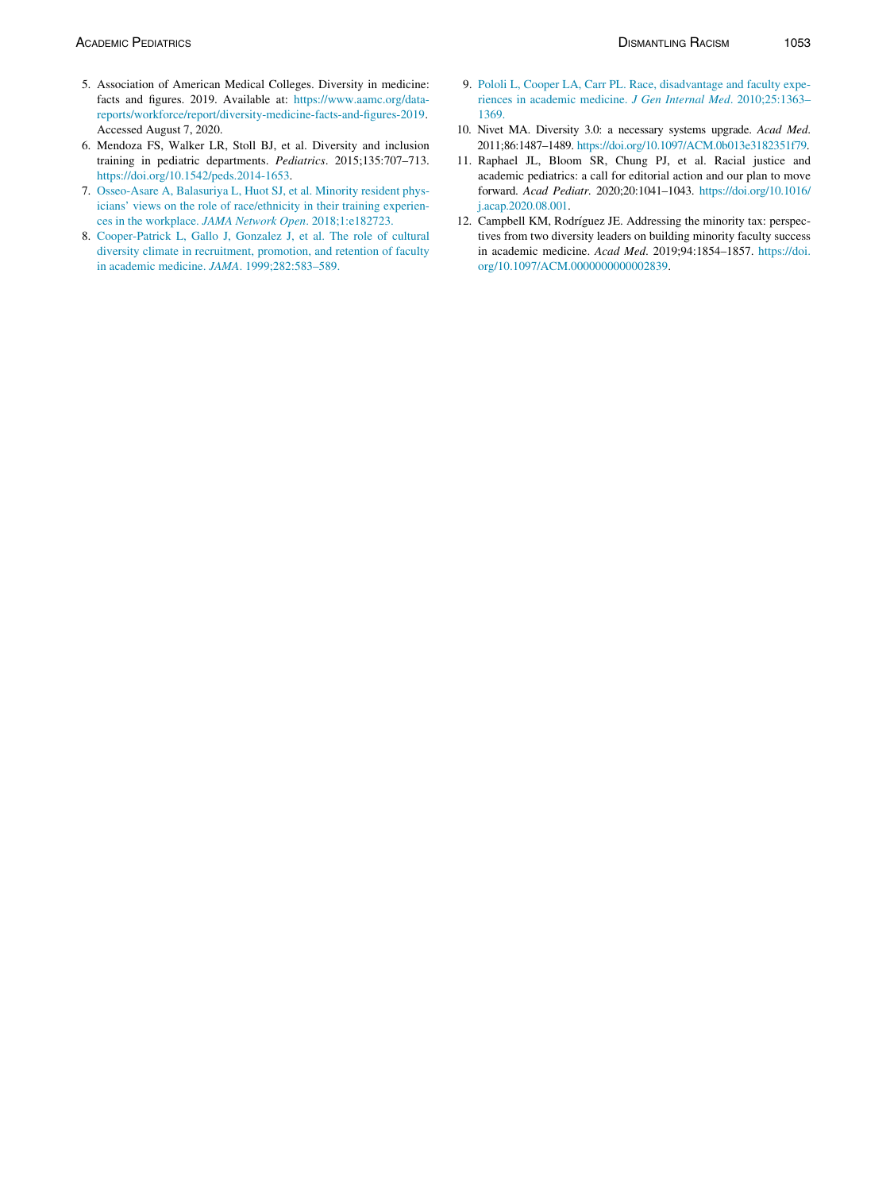5. Association of American Medical Colleges. Diversity in medicine: facts and figures. 2019. Available at: https://www.aamc.org/data-reports/workforce/report/diversity-medicine-facts-and-figures-2019. Accessed August 7, 2020.
6. Mendoza FS, Walker LR, Stoll BJ, et al. Diversity and inclusion training in pediatric departments. *Pediatrics*. 2015;135:707–713. https://doi.org/10.1542/peds.2014-1653.
7. Osseo-Asare A, Balasuriya L, Huot SJ, et al. Minority resident physicians' views on the role of race/ethnicity in their training experiences in the workplace. *JAMA Network Open*. 2018;1:e182723.
8. Cooper-Patrick L, Gallo J, Gonzalez J, et al. The role of cultural diversity climate in recruitment, promotion, and retention of faculty in academic medicine. *JAMA*. 1999;282:583–589.
9. Pololi L, Cooper LA, Carr PL. Race, disadvantage and faculty experiences in academic medicine. *J Gen Internal Med*. 2010;25:1363–1369.
10. Nivet MA. Diversity 3.0: a necessary systems upgrade. *Acad Med*. 2011;86:1487–1489. https://doi.org/10.1097/ACM.0b013e3182351f79.
11. Raphael JL, Bloom SR, Chung PJ, et al. Racial justice and academic pediatrics: a call for editorial action and our plan to move forward. *Acad Pediatr*. 2020;20:1041–1043. https://doi.org/10.1016/j.acap.2020.08.001.
12. Campbell KM, Rodríguez JE. Addressing the minority tax: perspectives from two diversity leaders on building minority faculty success in academic medicine. *Acad Med*. 2019;94:1854–1857. https://doi.org/10.1097/ACM.0000000000002839.